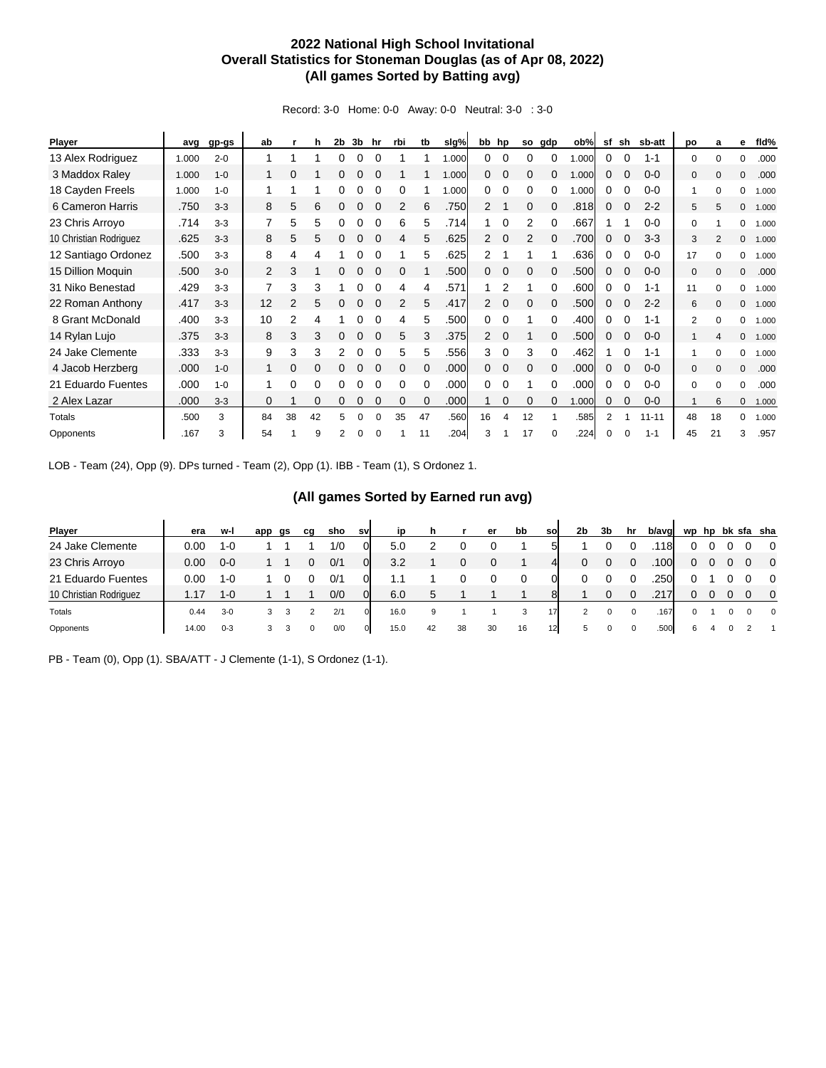## 2022 National High School Invitational
## Overall Statistics for Stoneman Douglas (as of Apr 08, 2022)
## (All games Sorted by Batting avg)

Record: 3-0 Home: 0-0 Away: 0-0 Neutral: 3-0 : 3-0

| Player | avg | gp-gs | ab | r | h | 2b | 3b | hr | rbi | tb | slg% | bb | hp | so | gdp | ob% | sf | sh | sb-att | po | a | e | fld% |
|---|---|---|---|---|---|---|---|---|---|---|---|---|---|---|---|---|---|---|---|---|---|---|---|
| 13 Alex Rodriguez | 1.000 | 2-0 | 1 | 1 | 1 | 0 | 0 | 0 | 1 | 1 | 1.000 | 0 | 0 | 0 | 0 | 1.000 | 0 | 0 | 1-1 | 0 | 0 | 0 | .000 |
| 3 Maddox Raley | 1.000 | 1-0 | 1 | 0 | 1 | 0 | 0 | 0 | 1 | 1 | 1.000 | 0 | 0 | 0 | 0 | 1.000 | 0 | 0 | 0-0 | 0 | 0 | 0 | .000 |
| 18 Cayden Freels | 1.000 | 1-0 | 1 | 1 | 1 | 0 | 0 | 0 | 0 | 1 | 1.000 | 0 | 0 | 0 | 0 | 1.000 | 0 | 0 | 0-0 | 1 | 0 | 0 | 1.000 |
| 6 Cameron Harris | .750 | 3-3 | 8 | 5 | 6 | 0 | 0 | 0 | 2 | 6 | .750 | 2 | 1 | 0 | 0 | .818 | 0 | 0 | 2-2 | 5 | 5 | 0 | 1.000 |
| 23 Chris Arroyo | .714 | 3-3 | 7 | 5 | 5 | 0 | 0 | 0 | 6 | 5 | .714 | 1 | 0 | 2 | 0 | .667 | 1 | 1 | 0-0 | 0 | 1 | 0 | 1.000 |
| 10 Christian Rodriguez | .625 | 3-3 | 8 | 5 | 5 | 0 | 0 | 0 | 4 | 5 | .625 | 2 | 0 | 2 | 0 | .700 | 0 | 0 | 3-3 | 3 | 2 | 0 | 1.000 |
| 12 Santiago Ordonez | .500 | 3-3 | 8 | 4 | 4 | 1 | 0 | 0 | 1 | 5 | .625 | 2 | 1 | 1 | 1 | .636 | 0 | 0 | 0-0 | 17 | 0 | 0 | 1.000 |
| 15 Dillion Moquin | .500 | 3-0 | 2 | 3 | 1 | 0 | 0 | 0 | 0 | 1 | .500 | 0 | 0 | 0 | 0 | .500 | 0 | 0 | 0-0 | 0 | 0 | 0 | .000 |
| 31 Niko Benestad | .429 | 3-3 | 7 | 3 | 3 | 1 | 0 | 0 | 4 | 4 | .571 | 1 | 2 | 1 | 0 | .600 | 0 | 0 | 1-1 | 11 | 0 | 0 | 1.000 |
| 22 Roman Anthony | .417 | 3-3 | 12 | 2 | 5 | 0 | 0 | 0 | 2 | 5 | .417 | 2 | 0 | 0 | 0 | .500 | 0 | 0 | 2-2 | 6 | 0 | 0 | 1.000 |
| 8 Grant McDonald | .400 | 3-3 | 10 | 2 | 4 | 1 | 0 | 0 | 4 | 5 | .500 | 0 | 0 | 1 | 0 | .400 | 0 | 0 | 1-1 | 2 | 0 | 0 | 1.000 |
| 14 Rylan Lujo | .375 | 3-3 | 8 | 3 | 3 | 0 | 0 | 0 | 5 | 3 | .375 | 2 | 0 | 1 | 0 | .500 | 0 | 0 | 0-0 | 1 | 4 | 0 | 1.000 |
| 24 Jake Clemente | .333 | 3-3 | 9 | 3 | 3 | 2 | 0 | 0 | 5 | 5 | .556 | 3 | 0 | 3 | 0 | .462 | 1 | 0 | 1-1 | 1 | 0 | 0 | 1.000 |
| 4 Jacob Herzberg | .000 | 1-0 | 1 | 0 | 0 | 0 | 0 | 0 | 0 | 0 | .000 | 0 | 0 | 0 | 0 | .000 | 0 | 0 | 0-0 | 0 | 0 | 0 | .000 |
| 21 Eduardo Fuentes | .000 | 1-0 | 1 | 0 | 0 | 0 | 0 | 0 | 0 | 0 | .000 | 0 | 0 | 1 | 0 | .000 | 0 | 0 | 0-0 | 0 | 0 | 0 | .000 |
| 2 Alex Lazar | .000 | 3-3 | 0 | 1 | 0 | 0 | 0 | 0 | 0 | 0 | .000 | 1 | 0 | 0 | 0 | 1.000 | 0 | 0 | 0-0 | 1 | 6 | 0 | 1.000 |
| Totals | .500 | 3 | 84 | 38 | 42 | 5 | 0 | 0 | 35 | 47 | .560 | 16 | 4 | 12 | 1 | .585 | 2 | 1 | 11-11 | 48 | 18 | 0 | 1.000 |
| Opponents | .167 | 3 | 54 | 1 | 9 | 2 | 0 | 0 | 1 | 11 | .204 | 3 | 1 | 17 | 0 | .224 | 0 | 0 | 1-1 | 45 | 21 | 3 | .957 |

LOB - Team (24), Opp (9). DPs turned - Team (2), Opp (1). IBB - Team (1), S Ordonez 1.

## (All games Sorted by Earned run avg)

| Player | era | w-l | app | gs | cg | sho | sv | ip | h | r | er | bb | so | 2b | 3b | hr | b/avg | wp | hp | bk | sfa | sha |
|---|---|---|---|---|---|---|---|---|---|---|---|---|---|---|---|---|---|---|---|---|---|---|
| 24 Jake Clemente | 0.00 | 1-0 | 1 | 1 | 1 | 1/0 | 0 | 5.0 | 2 | 0 | 0 | 1 | 5 | 1 | 0 | 0 | .118 | 0 | 0 | 0 | 0 | 0 |
| 23 Chris Arroyo | 0.00 | 0-0 | 1 | 1 | 0 | 0/1 | 0 | 3.2 | 1 | 0 | 0 | 1 | 4 | 0 | 0 | 0 | .100 | 0 | 0 | 0 | 0 | 0 |
| 21 Eduardo Fuentes | 0.00 | 1-0 | 1 | 0 | 0 | 0/1 | 0 | 1.1 | 1 | 0 | 0 | 0 | 0 | 0 | 0 | 0 | .250 | 0 | 1 | 0 | 0 | 0 |
| 10 Christian Rodriguez | 1.17 | 1-0 | 1 | 1 | 1 | 0/0 | 0 | 6.0 | 5 | 1 | 1 | 1 | 8 | 1 | 0 | 0 | .217 | 0 | 0 | 0 | 0 | 0 |
| Totals | 0.44 | 3-0 | 3 | 3 | 2 | 2/1 | 0 | 16.0 | 9 | 1 | 1 | 3 | 17 | 2 | 0 | 0 | .167 | 0 | 1 | 0 | 0 | 0 |
| Opponents | 14.00 | 0-3 | 3 | 3 | 0 | 0/0 | 0 | 15.0 | 42 | 38 | 30 | 16 | 12 | 5 | 0 | 0 | .500 | 6 | 4 | 0 | 2 | 1 |

PB - Team (0), Opp (1). SBA/ATT - J Clemente (1-1), S Ordonez (1-1).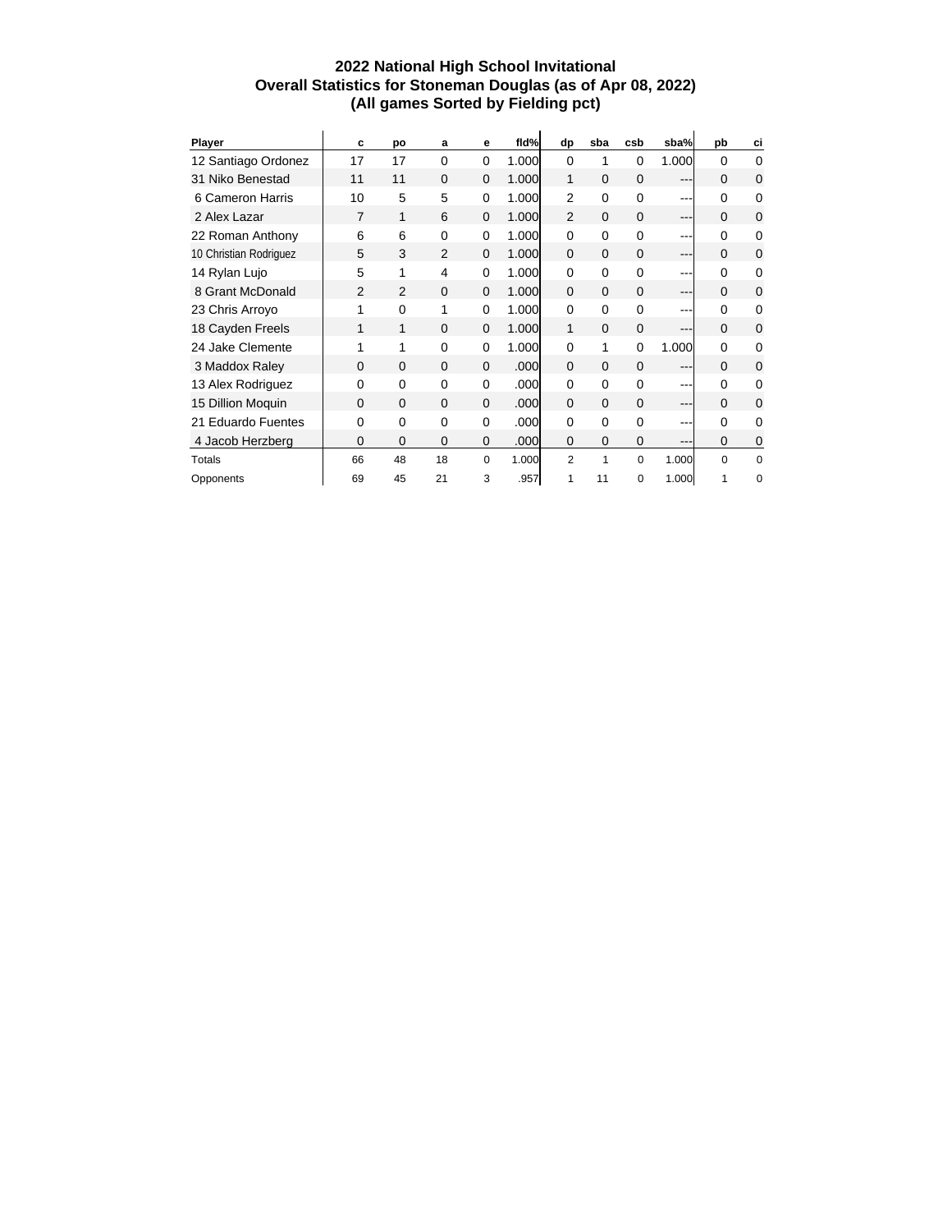**2022 National High School Invitational**
**Overall Statistics for Stoneman Douglas (as of Apr 08, 2022)**
**(All games Sorted by Fielding pct)**

| Player | c | po | a | e | fld% | dp | sba | csb | sba% | pb | ci |
|---|---|---|---|---|---|---|---|---|---|---|---|
| 12 Santiago Ordonez | 17 | 17 | 0 | 0 | 1.000 | 0 | 1 | 0 | 1.000 | 0 | 0 |
| 31 Niko Benestad | 11 | 11 | 0 | 0 | 1.000 | 1 | 0 | 0 | --- | 0 | 0 |
| 6 Cameron Harris | 10 | 5 | 5 | 0 | 1.000 | 2 | 0 | 0 | --- | 0 | 0 |
| 2 Alex Lazar | 7 | 1 | 6 | 0 | 1.000 | 2 | 0 | 0 | --- | 0 | 0 |
| 22 Roman Anthony | 6 | 6 | 0 | 0 | 1.000 | 0 | 0 | 0 | --- | 0 | 0 |
| 10 Christian Rodriguez | 5 | 3 | 2 | 0 | 1.000 | 0 | 0 | 0 | --- | 0 | 0 |
| 14 Rylan Lujo | 5 | 1 | 4 | 0 | 1.000 | 0 | 0 | 0 | --- | 0 | 0 |
| 8 Grant McDonald | 2 | 2 | 0 | 0 | 1.000 | 0 | 0 | 0 | --- | 0 | 0 |
| 23 Chris Arroyo | 1 | 0 | 1 | 0 | 1.000 | 0 | 0 | 0 | --- | 0 | 0 |
| 18 Cayden Freels | 1 | 1 | 0 | 0 | 1.000 | 1 | 0 | 0 | --- | 0 | 0 |
| 24 Jake Clemente | 1 | 1 | 0 | 0 | 1.000 | 0 | 1 | 0 | 1.000 | 0 | 0 |
| 3 Maddox Raley | 0 | 0 | 0 | 0 | .000 | 0 | 0 | 0 | --- | 0 | 0 |
| 13 Alex Rodriguez | 0 | 0 | 0 | 0 | .000 | 0 | 0 | 0 | --- | 0 | 0 |
| 15 Dillion Moquin | 0 | 0 | 0 | 0 | .000 | 0 | 0 | 0 | --- | 0 | 0 |
| 21 Eduardo Fuentes | 0 | 0 | 0 | 0 | .000 | 0 | 0 | 0 | --- | 0 | 0 |
| 4 Jacob Herzberg | 0 | 0 | 0 | 0 | .000 | 0 | 0 | 0 | --- | 0 | 0 |
| Totals | 66 | 48 | 18 | 0 | 1.000 | 2 | 1 | 0 | 1.000 | 0 | 0 |
| Opponents | 69 | 45 | 21 | 3 | .957 | 1 | 11 | 0 | 1.000 | 1 | 0 |